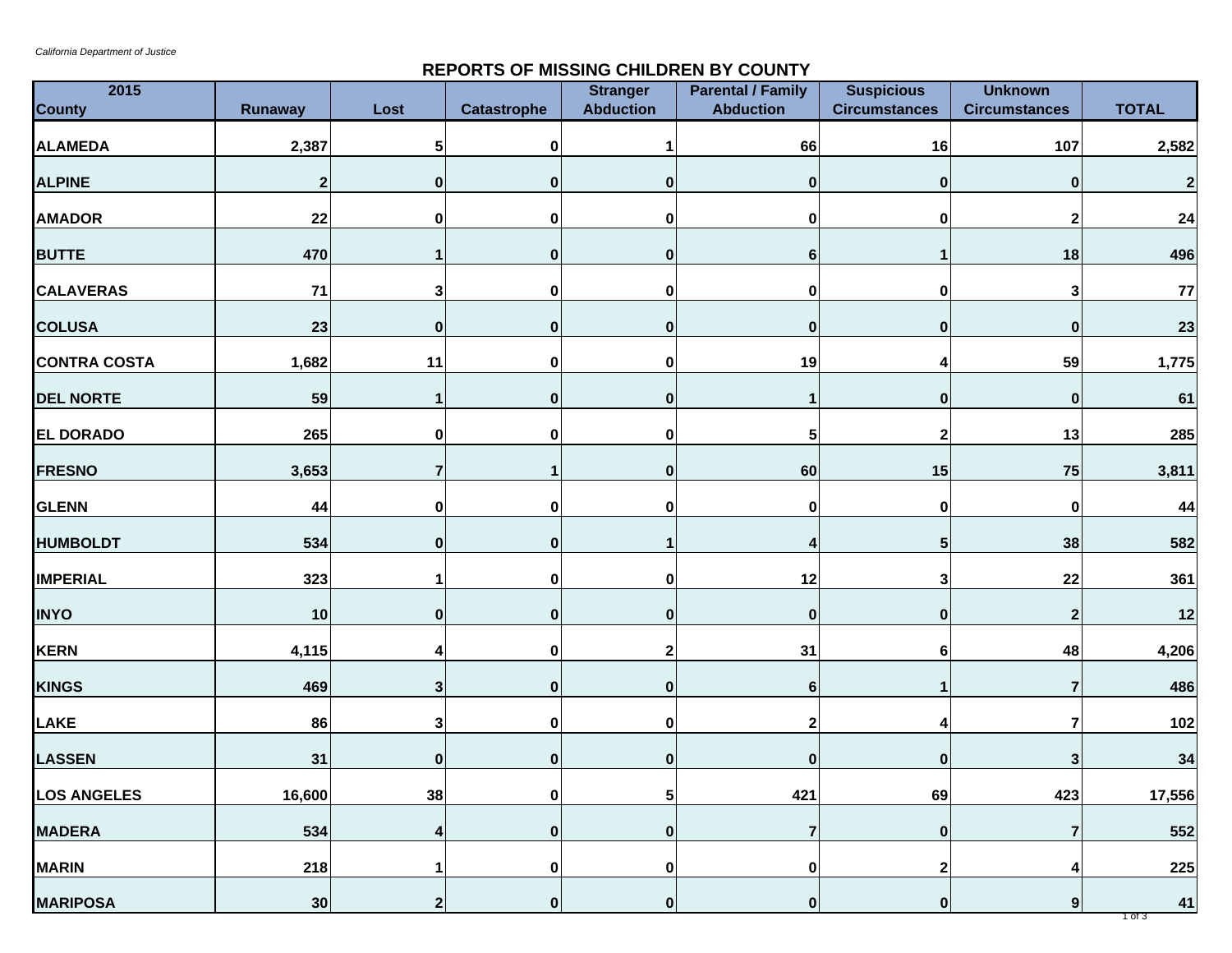*California Department of Justice*

## REPORTS OF MISSING CHILDREN BY COUNTY

| 2015 County | Runaway | Lost | Catastrophe | Stranger Abduction | Parental / Family Abduction | Suspicious Circumstances | Unknown Circumstances | TOTAL |
|---|---|---|---|---|---|---|---|---|
| ALAMEDA | 2,387 | 5 | 0 | 1 | 66 | 16 | 107 | 2,582 |
| ALPINE | 2 | 0 | 0 | 0 | 0 | 0 | 0 | 2 |
| AMADOR | 22 | 0 | 0 | 0 | 0 | 0 | 2 | 24 |
| BUTTE | 470 | 1 | 0 | 0 | 6 | 1 | 18 | 496 |
| CALAVERAS | 71 | 3 | 0 | 0 | 0 | 0 | 3 | 77 |
| COLUSA | 23 | 0 | 0 | 0 | 0 | 0 | 0 | 23 |
| CONTRA COSTA | 1,682 | 11 | 0 | 0 | 19 | 4 | 59 | 1,775 |
| DEL NORTE | 59 | 1 | 0 | 0 | 1 | 0 | 0 | 61 |
| EL DORADO | 265 | 0 | 0 | 0 | 5 | 2 | 13 | 285 |
| FRESNO | 3,653 | 7 | 1 | 0 | 60 | 15 | 75 | 3,811 |
| GLENN | 44 | 0 | 0 | 0 | 0 | 0 | 0 | 44 |
| HUMBOLDT | 534 | 0 | 0 | 1 | 4 | 5 | 38 | 582 |
| IMPERIAL | 323 | 1 | 0 | 0 | 12 | 3 | 22 | 361 |
| INYO | 10 | 0 | 0 | 0 | 0 | 0 | 2 | 12 |
| KERN | 4,115 | 4 | 0 | 2 | 31 | 6 | 48 | 4,206 |
| KINGS | 469 | 3 | 0 | 0 | 6 | 1 | 7 | 486 |
| LAKE | 86 | 3 | 0 | 0 | 2 | 4 | 7 | 102 |
| LASSEN | 31 | 0 | 0 | 0 | 0 | 0 | 3 | 34 |
| LOS ANGELES | 16,600 | 38 | 0 | 5 | 421 | 69 | 423 | 17,556 |
| MADERA | 534 | 4 | 0 | 0 | 7 | 0 | 7 | 552 |
| MARIN | 218 | 1 | 0 | 0 | 0 | 2 | 4 | 225 |
| MARIPOSA | 30 | 2 | 0 | 0 | 0 | 0 | 9 | 41 |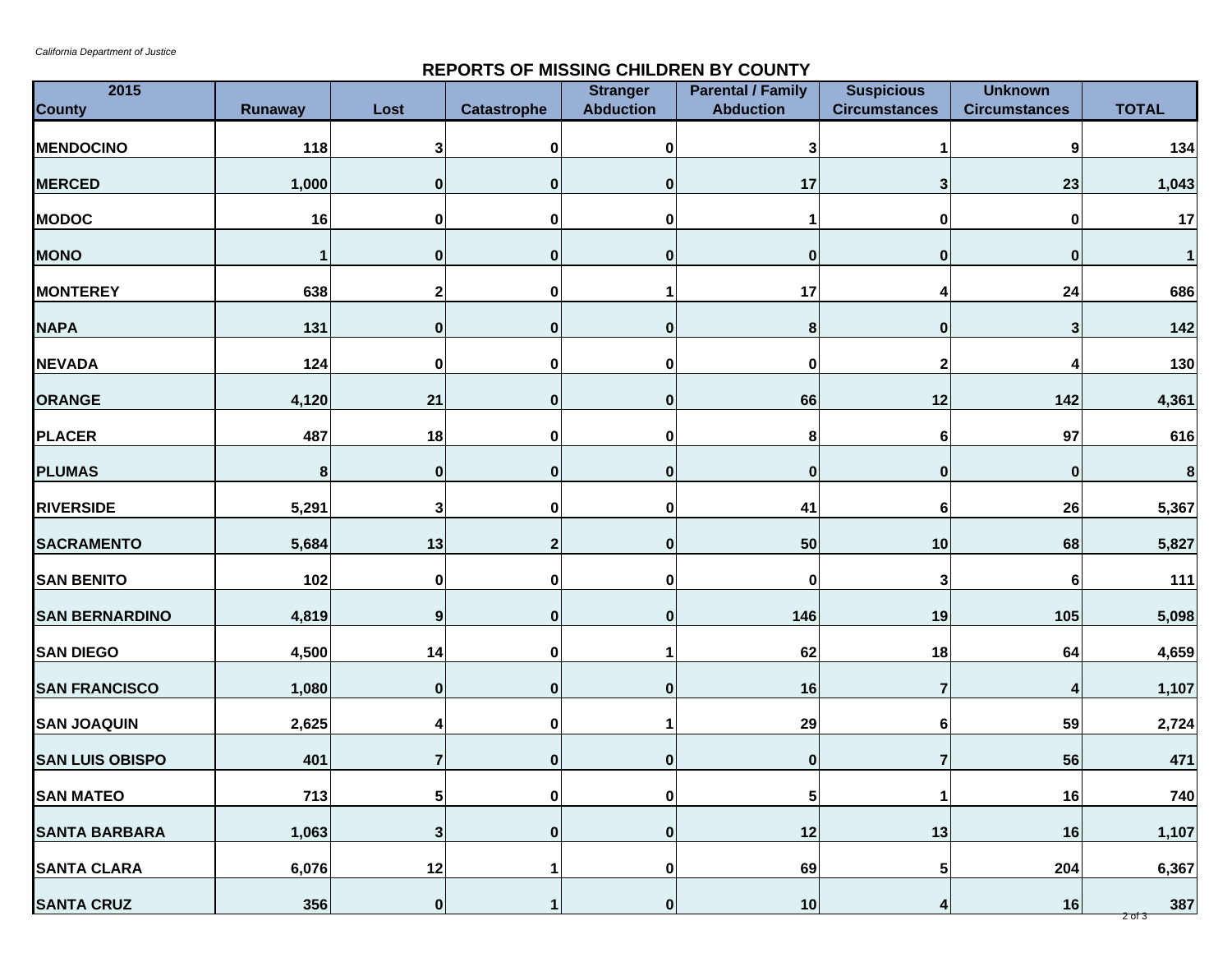*California Department of Justice*

## REPORTS OF MISSING CHILDREN BY COUNTY

| 2015 County | Runaway | Lost | Catastrophe | Stranger Abduction | Parental / Family Abduction | Suspicious Circumstances | Unknown Circumstances | TOTAL |
|---|---|---|---|---|---|---|---|---|
| MENDOCINO | 118 | 3 | 0 | 0 | 3 | 1 | 9 | 134 |
| MERCED | 1,000 | 0 | 0 | 0 | 17 | 3 | 23 | 1,043 |
| MODOC | 16 | 0 | 0 | 0 | 1 | 0 | 0 | 17 |
| MONO | 1 | 0 | 0 | 0 | 0 | 0 | 0 | 1 |
| MONTEREY | 638 | 2 | 0 | 1 | 17 | 4 | 24 | 686 |
| NAPA | 131 | 0 | 0 | 0 | 8 | 0 | 3 | 142 |
| NEVADA | 124 | 0 | 0 | 0 | 0 | 2 | 4 | 130 |
| ORANGE | 4,120 | 21 | 0 | 0 | 66 | 12 | 142 | 4,361 |
| PLACER | 487 | 18 | 0 | 0 | 8 | 6 | 97 | 616 |
| PLUMAS | 8 | 0 | 0 | 0 | 0 | 0 | 0 | 8 |
| RIVERSIDE | 5,291 | 3 | 0 | 0 | 41 | 6 | 26 | 5,367 |
| SACRAMENTO | 5,684 | 13 | 2 | 0 | 50 | 10 | 68 | 5,827 |
| SAN BENITO | 102 | 0 | 0 | 0 | 0 | 3 | 6 | 111 |
| SAN BERNARDINO | 4,819 | 9 | 0 | 0 | 146 | 19 | 105 | 5,098 |
| SAN DIEGO | 4,500 | 14 | 0 | 1 | 62 | 18 | 64 | 4,659 |
| SAN FRANCISCO | 1,080 | 0 | 0 | 0 | 16 | 7 | 4 | 1,107 |
| SAN JOAQUIN | 2,625 | 4 | 0 | 1 | 29 | 6 | 59 | 2,724 |
| SAN LUIS OBISPO | 401 | 7 | 0 | 0 | 0 | 7 | 56 | 471 |
| SAN MATEO | 713 | 5 | 0 | 0 | 5 | 1 | 16 | 740 |
| SANTA BARBARA | 1,063 | 3 | 0 | 0 | 12 | 13 | 16 | 1,107 |
| SANTA CLARA | 6,076 | 12 | 1 | 0 | 69 | 5 | 204 | 6,367 |
| SANTA CRUZ | 356 | 0 | 1 | 0 | 10 | 4 | 16 | 387 |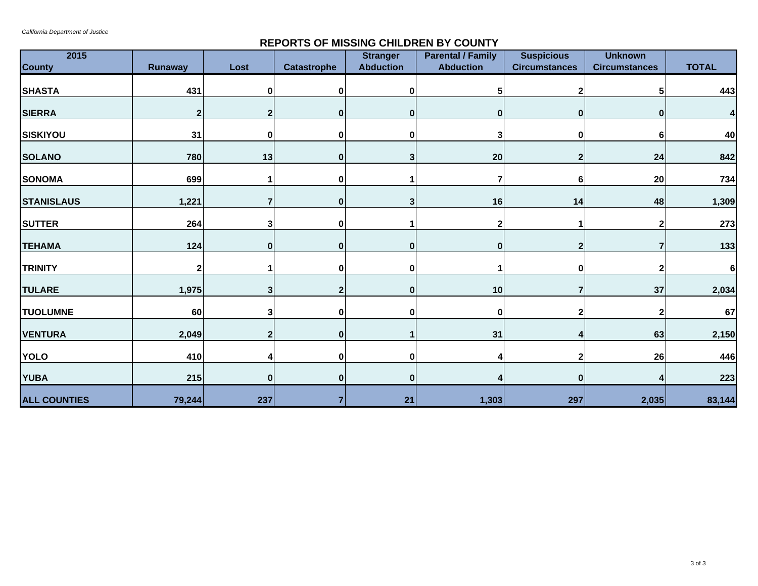*California Department of Justice*

## REPORTS OF MISSING CHILDREN BY COUNTY

| 2015 County | Runaway | Lost | Catastrophe | Stranger Abduction | Parental / Family Abduction | Suspicious Circumstances | Unknown Circumstances | TOTAL |
|---|---|---|---|---|---|---|---|---|
| **SHASTA** | **431** | **0** | **0** | **0** | **5** | **2** | **5** | **443** |
| **SIERRA** | **2** | **2** | **0** | **0** | **0** | **0** | **0** | **4** |
| **SISKIYOU** | **31** | **0** | **0** | **0** | **3** | **0** | **6** | **40** |
| **SOLANO** | **780** | **13** | **0** | **3** | **20** | **2** | **24** | **842** |
| **SONOMA** | **699** | **1** | **0** | **1** | **7** | **6** | **20** | **734** |
| **STANISLAUS** | **1,221** | **7** | **0** | **3** | **16** | **14** | **48** | **1,309** |
| **SUTTER** | **264** | **3** | **0** | **1** | **2** | **1** | **2** | **273** |
| **TEHAMA** | **124** | **0** | **0** | **0** | **0** | **2** | **7** | **133** |
| **TRINITY** | **2** | **1** | **0** | **0** | **1** | **0** | **2** | **6** |
| **TULARE** | **1,975** | **3** | **2** | **0** | **10** | **7** | **37** | **2,034** |
| **TUOLUMNE** | **60** | **3** | **0** | **0** | **0** | **2** | **2** | **67** |
| **VENTURA** | **2,049** | **2** | **0** | **1** | **31** | **4** | **63** | **2,150** |
| **YOLO** | **410** | **4** | **0** | **0** | **4** | **2** | **26** | **446** |
| **YUBA** | **215** | **0** | **0** | **0** | **4** | **0** | **4** | **223** |
| **ALL COUNTIES** | **79,244** | **237** | **7** | **21** | **1,303** | **297** | **2,035** | **83,144** |